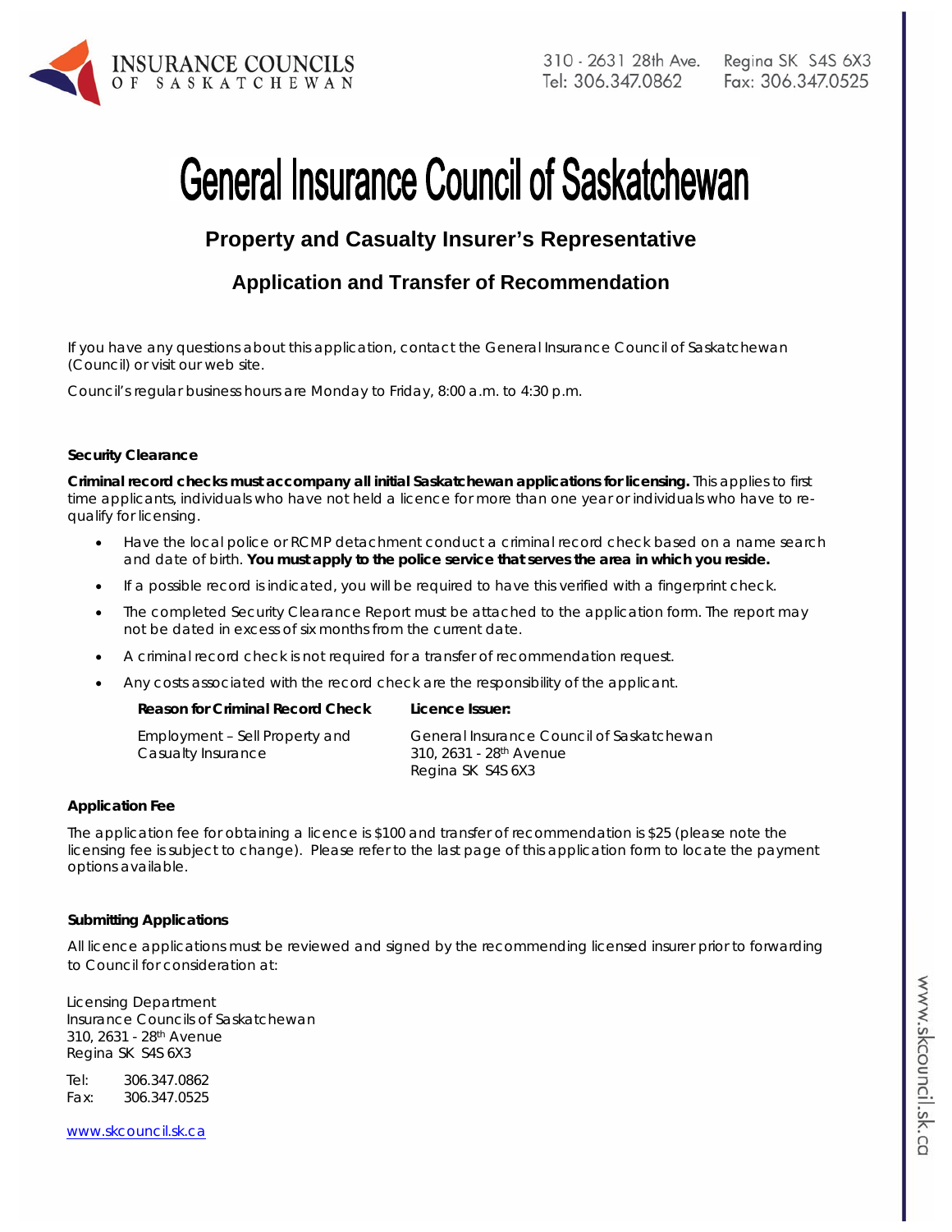INSURANCE COUNCILS OF SASKATCHEWAN

310 - 2631 28th Ave. Regina SK S4S 6X3
Tel: 306.347.0862 Fax: 306.347.0525

# General Insurance Council of Saskatchewan

## Property and Casualty Insurer's Representative

## Application and Transfer of Recommendation

If you have any questions about this application, contact the General Insurance Council of Saskatchewan (Council) or visit our web site.

Council's regular business hours are Monday to Friday, 8:00 a.m. to 4:30 p.m.

**Security Clearance**

**Criminal record checks must accompany all initial Saskatchewan applications for licensing.** This applies to first time applicants, individuals who have not held a licence for more than one year or individuals who have to re-qualify for licensing.

- Have the local police or RCMP detachment conduct a criminal record check based on a name search and date of birth. **You must apply to the police service that serves the area in which you reside.**
- If a possible record is indicated, you will be required to have this verified with a fingerprint check.
- The completed Security Clearance Report must be attached to the application form. The report may not be dated in excess of six months from the current date.
- A criminal record check is not required for a transfer of recommendation request.
- Any costs associated with the record check are the responsibility of the applicant.

| Reason for Criminal Record Check | Licence Issuer: |
|---|---|
| Employment – Sell Property and Casualty Insurance | General Insurance Council of Saskatchewan<br>310, 2631 - 28th Avenue<br>Regina SK S4S 6X3 |

**Application Fee**

The application fee for obtaining a licence is $100 and transfer of recommendation is $25 (please note the licensing fee is subject to change). Please refer to the last page of this application form to locate the payment options available.

**Submitting Applications**

All licence applications must be reviewed and signed by the recommending licensed insurer prior to forwarding to Council for consideration at:

Licensing Department
Insurance Councils of Saskatchewan
310, 2631 - 28th Avenue
Regina SK S4S 6X3

Tel: 306.347.0862
Fax: 306.347.0525

www.skcouncil.sk.ca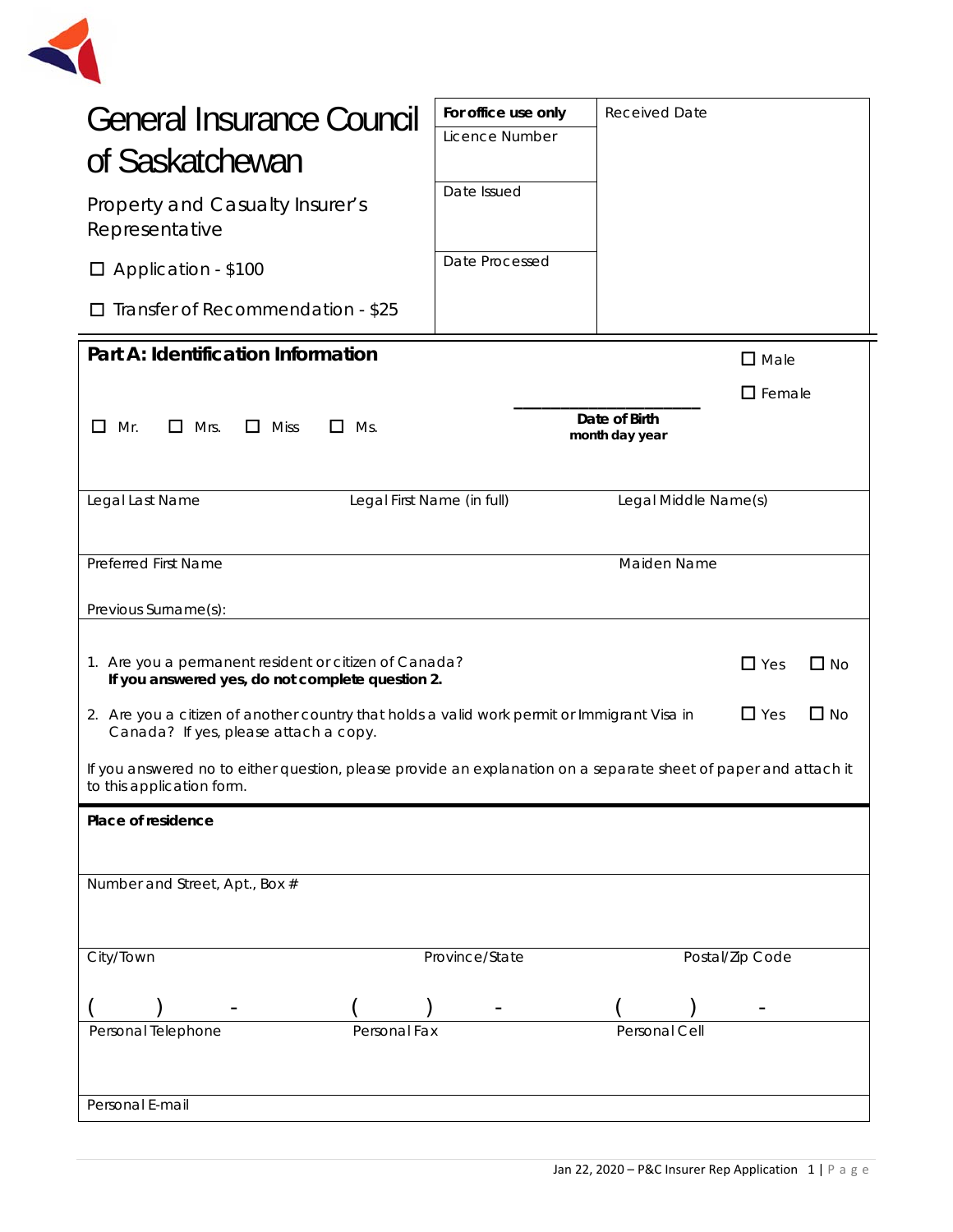# General Insurance Council of Saskatchewan

Property and Casualty Insurer's Representative

☐ Application - $100

☐ Transfer of Recommendation - $25

| **For office use only** | Received Date |
|---|---|
| Licence Number | |
| Date Issued | |
| Date Processed | |

## Part A: Identification Information

☐ Mr. ☐ Mrs. ☐ Miss ☐ Ms.

_______________________
**Date of Birth**
**month day year**

☐ Male
☐ Female

| Legal Last Name | Legal First Name (in full) | Legal Middle Name(s) |
|---|---|---|
| | | |

| Preferred First Name | Maiden Name |
|---|---|
| | |

Previous Surname(s):

1. Are you a permanent resident or citizen of Canada? ☐ Yes ☐ No
   **If you answered yes, do not complete question 2.**

2. Are you a citizen of another country that holds a valid work permit or Immigrant Visa in Canada? If yes, please attach a copy. ☐ Yes ☐ No

If you answered no to either question, please provide an explanation on a separate sheet of paper and attach it to this application form.

**Place of residence**

Number and Street, Apt., Box #

| City/Town | Province/State | Postal/Zip Code |
|---|---|---|
| ( ) - | ( ) - | ( ) - |
| Personal Telephone | Personal Fax | Personal Cell |

Personal E-mail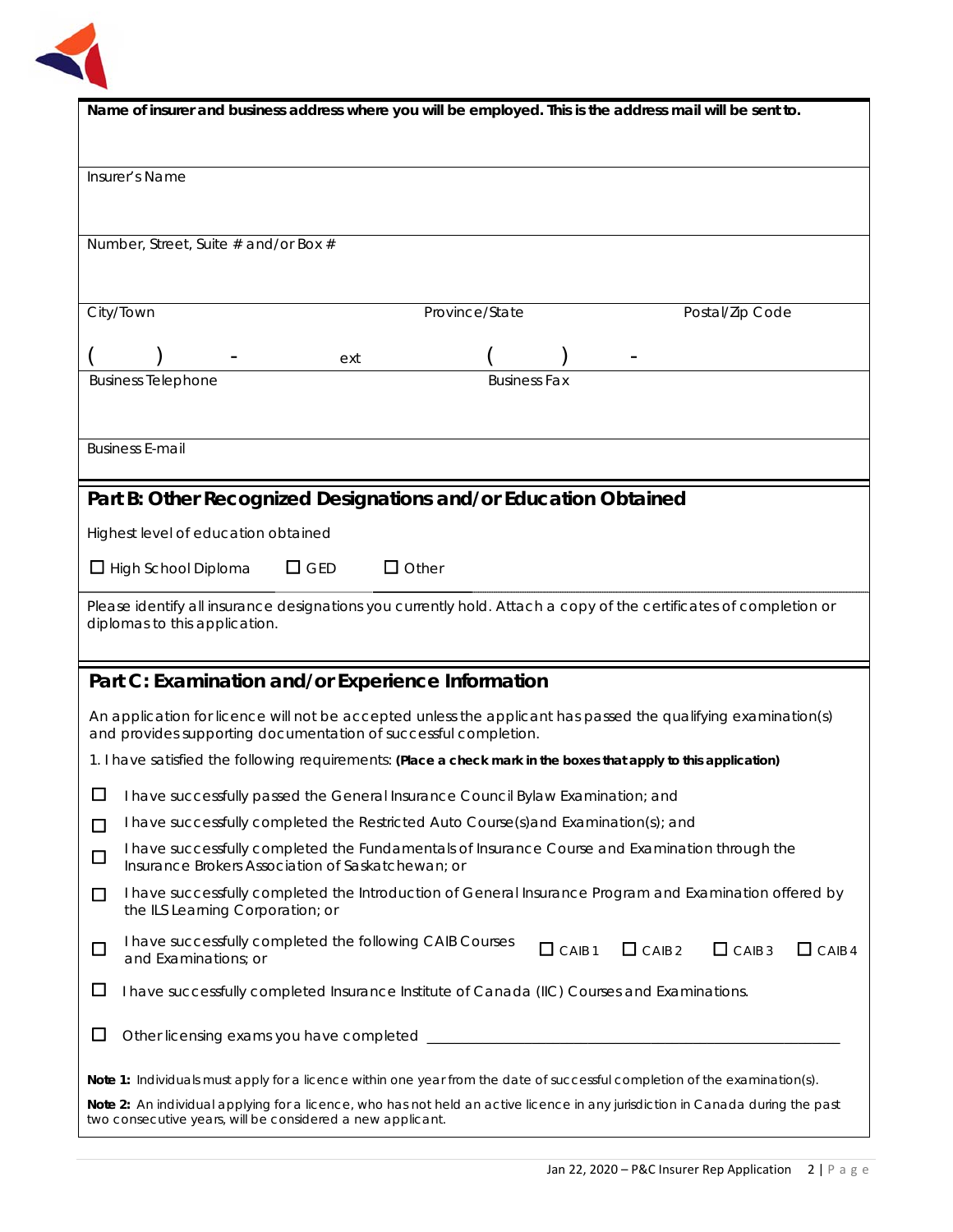**Name of insurer and business address where you will be employed. This is the address mail will be sent to.**

Insurer's Name

Number, Street, Suite # and/or Box #

| City/Town | Province/State | Postal/Zip Code |
|---|---|---|

| (      )      -      ext | (      )      - |
|---|---|
| Business Telephone | Business Fax |

Business E-mail

## Part B: Other Recognized Designations and/or Education Obtained

Highest level of education obtained

☐ High School Diploma ☐ GED ☐ Other

Please identify all insurance designations you currently hold. Attach a copy of the certificates of completion or diplomas to this application.

## Part C: Examination and/or Experience Information

An application for licence will not be accepted unless the applicant has passed the qualifying examination(s) and provides supporting documentation of successful completion.

1. I have satisfied the following requirements: **(Place a check mark in the boxes that apply to this application)**

☐ I have successfully passed the General Insurance Council Bylaw Examination; and

☐ I have successfully completed the Restricted Auto Course(s)and Examination(s); and

☐ I have successfully completed the Fundamentals of Insurance Course and Examination through the Insurance Brokers Association of Saskatchewan; or

☐ I have successfully completed the Introduction of General Insurance Program and Examination offered by the ILS Learning Corporation; or

☐ I have successfully completed the following CAIB Courses and Examinations; or ☐ CAIB 1 ☐ CAIB 2 ☐ CAIB 3 ☐ CAIB 4

☐ I have successfully completed Insurance Institute of Canada (IIC) Courses and Examinations.

☐ Other licensing exams you have completed ____________________________________________

**Note 1:** Individuals must apply for a licence within one year from the date of successful completion of the examination(s).

**Note 2:** An individual applying for a licence, who has not held an active licence in any jurisdiction in Canada during the past two consecutive years, will be considered a new applicant.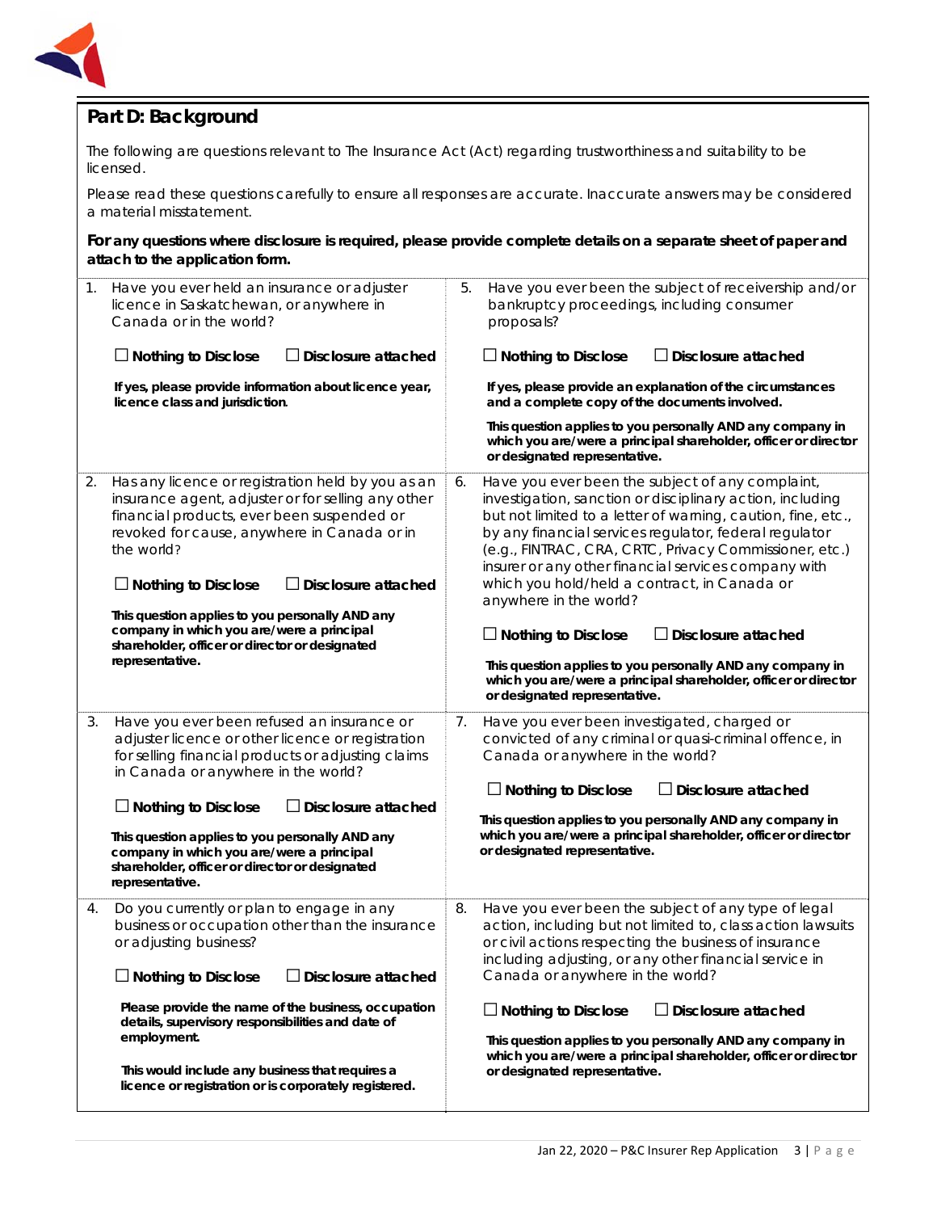## Part D: Background

The following are questions relevant to The Insurance Act (Act) regarding trustworthiness and suitability to be licensed.

Please read these questions carefully to ensure all responses are accurate. Inaccurate answers may be considered a material misstatement.

**For any questions where disclosure is required, please provide complete details on a separate sheet of paper and attach to the application form.**

1. Have you ever held an insurance or adjuster licence in Saskatchewan, or anywhere in Canada or in the world?

   ☐ **Nothing to Disclose** ☐ **Disclosure attached**

   **If yes, please provide information about licence year, licence class and jurisdiction.**

2. Has any licence or registration held by you as an insurance agent, adjuster or for selling any other financial products, ever been suspended or revoked for cause, anywhere in Canada or in the world?

   ☐ **Nothing to Disclose** ☐ **Disclosure attached**

   **This question applies to you personally AND any company in which you are/were a principal shareholder, officer or director or designated representative.**

3. Have you ever been refused an insurance or adjuster licence or other licence or registration for selling financial products or adjusting claims in Canada or anywhere in the world?

   ☐ **Nothing to Disclose** ☐ **Disclosure attached**

   **This question applies to you personally AND any company in which you are/were a principal shareholder, officer or director or designated representative.**

4. Do you currently or plan to engage in any business or occupation other than the insurance or adjusting business?

   ☐ **Nothing to Disclose** ☐ **Disclosure attached**

   **Please provide the name of the business, occupation details, supervisory responsibilities and date of employment.**

   **This would include any business that requires a licence or registration or is corporately registered.**

5. Have you ever been the subject of receivership and/or bankruptcy proceedings, including consumer proposals?

   ☐ **Nothing to Disclose** ☐ **Disclosure attached**

   **If yes, please provide an explanation of the circumstances and a complete copy of the documents involved.**

   **This question applies to you personally AND any company in which you are/were a principal shareholder, officer or director or designated representative.**

6. Have you ever been the subject of any complaint, investigation, sanction or disciplinary action, including but not limited to a letter of warning, caution, fine, etc., by any financial services regulator, federal regulator (e.g., FINTRAC, CRA, CRTC, Privacy Commissioner, etc.) insurer or any other financial services company with which you hold/held a contract, in Canada or anywhere in the world?

   ☐ **Nothing to Disclose** ☐ **Disclosure attached**

   **This question applies to you personally AND any company in which you are/were a principal shareholder, officer or director or designated representative.**

7. Have you ever been investigated, charged or convicted of any criminal or quasi-criminal offence, in Canada or anywhere in the world?

   ☐ **Nothing to Disclose** ☐ **Disclosure attached**

   **This question applies to you personally AND any company in which you are/were a principal shareholder, officer or director or designated representative.**

8. Have you ever been the subject of any type of legal action, including but not limited to, class action lawsuits or civil actions respecting the business of insurance including adjusting, or any other financial service in Canada or anywhere in the world?

   ☐ **Nothing to Disclose** ☐ **Disclosure attached**

   **This question applies to you personally AND any company in which you are/were a principal shareholder, officer or director or designated representative.**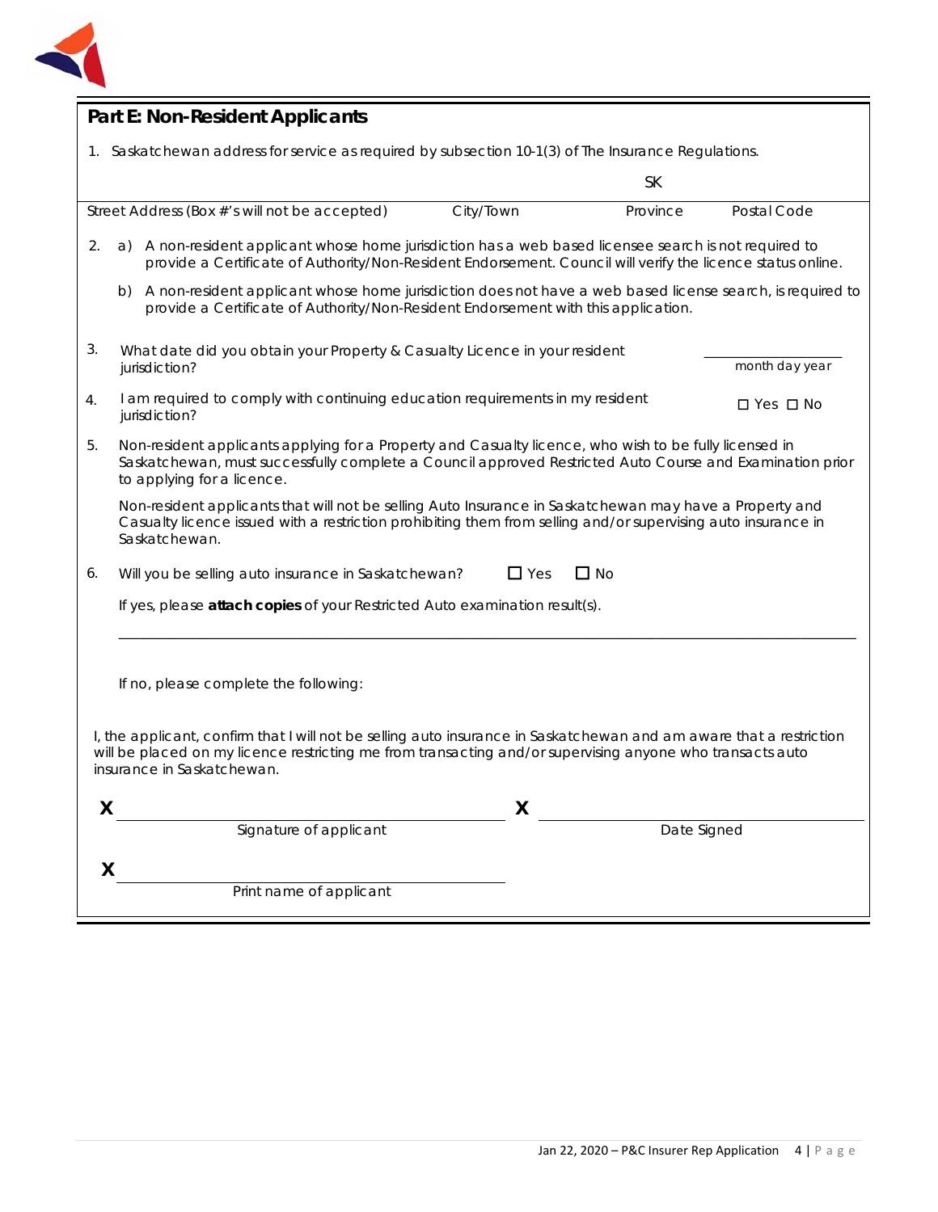## Part E: Non-Resident Applicants

1. Saskatchewan address for service as required by subsection 10-1(3) of The Insurance Regulations.

| Street Address (Box #'s will not be accepted) | City/Town | Province | Postal Code |
|---|---|---|---|
| | | SK | |

2. a) A non-resident applicant whose home jurisdiction has a web based licensee search is not required to provide a Certificate of Authority/Non-Resident Endorsement. Council will verify the licence status online.

   b) A non-resident applicant whose home jurisdiction does not have a web based license search, is required to provide a Certificate of Authority/Non-Resident Endorsement with this application.

3. What date did you obtain your Property & Casualty Licence in your resident jurisdiction? ______________ month day year

4. I am required to comply with continuing education requirements in my resident jurisdiction? ☐ Yes ☐ No

5. Non-resident applicants applying for a Property and Casualty licence, who wish to be fully licensed in Saskatchewan, must successfully complete a Council approved Restricted Auto Course and Examination prior to applying for a licence.

   Non-resident applicants that will not be selling Auto Insurance in Saskatchewan may have a Property and Casualty licence issued with a restriction prohibiting them from selling and/or supervising auto insurance in Saskatchewan.

6. Will you be selling auto insurance in Saskatchewan? ☐ Yes ☐ No

   If yes, please **attach copies** of your Restricted Auto examination result(s).

   ---

   If no, please complete the following:

I, the applicant, confirm that I will not be selling auto insurance in Saskatchewan and am aware that a restriction will be placed on my licence restricting me from transacting and/or supervising anyone who transacts auto insurance in Saskatchewan.

**X** ______________________________ **X** ______________________________
Signature of applicant / Date Signed

**X** ______________________________
Print name of applicant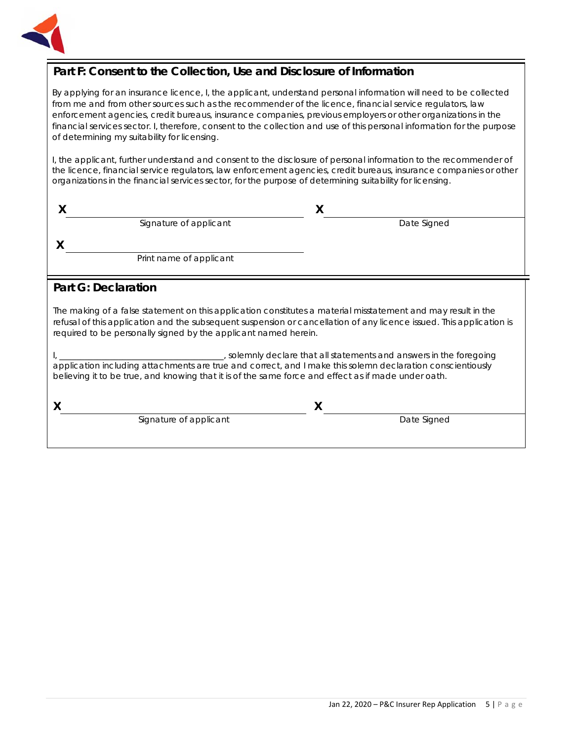## Part F: Consent to the Collection, Use and Disclosure of Information

By applying for an insurance licence, I, the applicant, understand personal information will need to be collected from me and from other sources such as the recommender of the licence, financial service regulators, law enforcement agencies, credit bureaus, insurance companies, previous employers or other organizations in the financial services sector. I, therefore, consent to the collection and use of this personal information for the purpose of determining my suitability for licensing.

I, the applicant, further understand and consent to the disclosure of personal information to the recommender of the licence, financial service regulators, law enforcement agencies, credit bureaus, insurance companies or other organizations in the financial services sector, for the purpose of determining suitability for licensing.

X ______________________________ Signature of applicant

X ______________________________ Date Signed

X ______________________________ Print name of applicant

## Part G: Declaration

The making of a false statement on this application constitutes a material misstatement and may result in the refusal of this application and the subsequent suspension or cancellation of any licence issued. This application is required to be personally signed by the applicant named herein.

I, ______________________________, solemnly declare that all statements and answers in the foregoing application including attachments are true and correct, and I make this solemn declaration conscientiously believing it to be true, and knowing that it is of the same force and effect as if made under oath.

X ______________________________ Signature of applicant

X ______________________________ Date Signed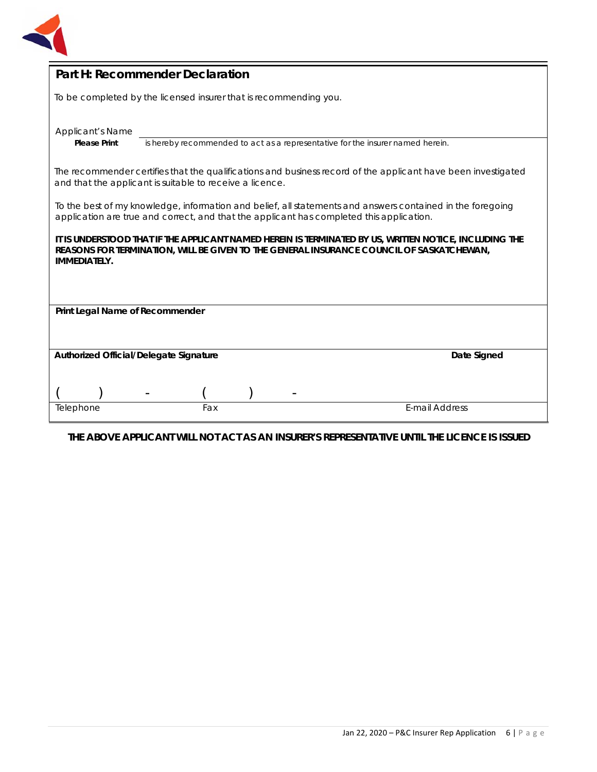## Part H: Recommender Declaration

To be completed by the licensed insurer that is recommending you.

Applicant's Name ______________________________________________

**Please Print** is hereby recommended to act as a representative for the insurer named herein.

The recommender certifies that the qualifications and business record of the applicant have been investigated and that the applicant is suitable to receive a licence.

To the best of my knowledge, information and belief, all statements and answers contained in the foregoing application are true and correct, and that the applicant has completed this application.

**IT IS UNDERSTOOD THAT IF THE APPLICANT NAMED HEREIN IS TERMINATED BY US, WRITTEN NOTICE, INCLUDING THE REASONS FOR TERMINATION, WILL BE GIVEN TO THE GENERAL INSURANCE COUNCIL OF SASKATCHEWAN, IMMEDIATELY.**

**Print Legal Name of Recommender**

**Authorized Official/Delegate Signature** **Date Signed**

| ( ) - | ( ) - | |
|---|---|---|
| Telephone | Fax | E-mail Address |

**THE ABOVE APPLICANT WILL NOT ACT AS AN INSURER'S REPRESENTATIVE UNTIL THE LICENCE IS ISSUED**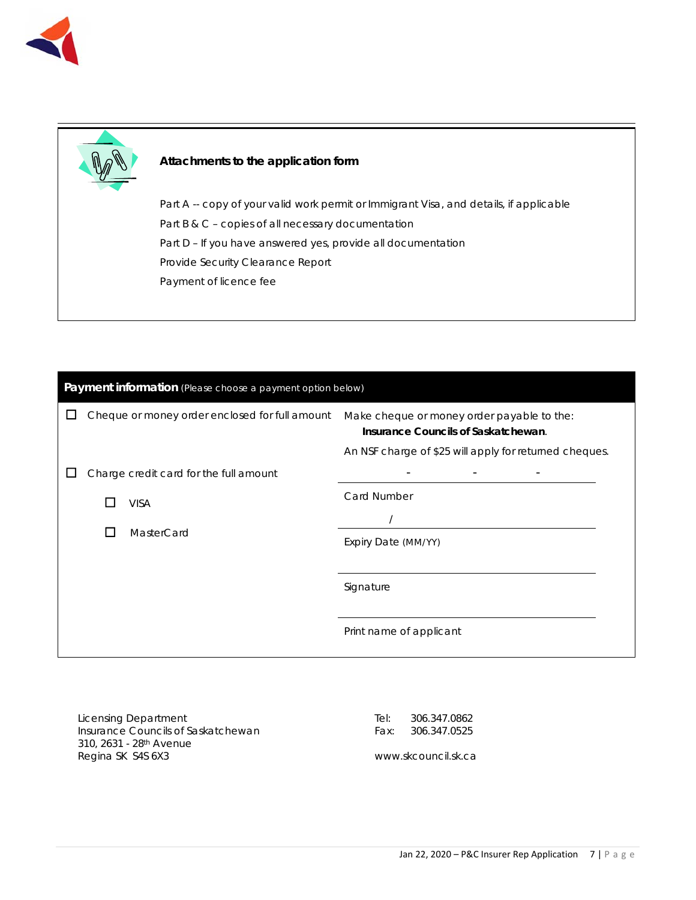### Attachments to the application form

Part A -- copy of your valid work permit or Immigrant Visa, and details, if applicable

Part B & C – copies of all necessary documentation

Part D – If you have answered yes, provide all documentation

Provide Security Clearance Report

Payment of licence fee

| **Payment information** (Please choose a payment option below) | |
|---|---|
| ☐ Cheque or money order enclosed for full amount | Make cheque or money order payable to the: **Insurance Councils of Saskatchewan**. An NSF charge of $25 will apply for returned cheques. |
| ☐ Charge credit card for the full amount | \_\_\_\_ - \_\_\_\_ - \_\_\_\_ - \_\_\_\_ Card Number |
| ☐ VISA | \_\_\_\_ / \_\_\_\_ Expiry Date (MM/YY) |
| ☐ MasterCard | \_\_\_\_\_\_\_\_\_\_ Signature |
| | \_\_\_\_\_\_\_\_\_\_ Print name of applicant |

Licensing Department
Insurance Councils of Saskatchewan
310, 2631 - 28th Avenue
Regina SK S4S 6X3

Tel: 306.347.0862
Fax: 306.347.0525

www.skcouncil.sk.ca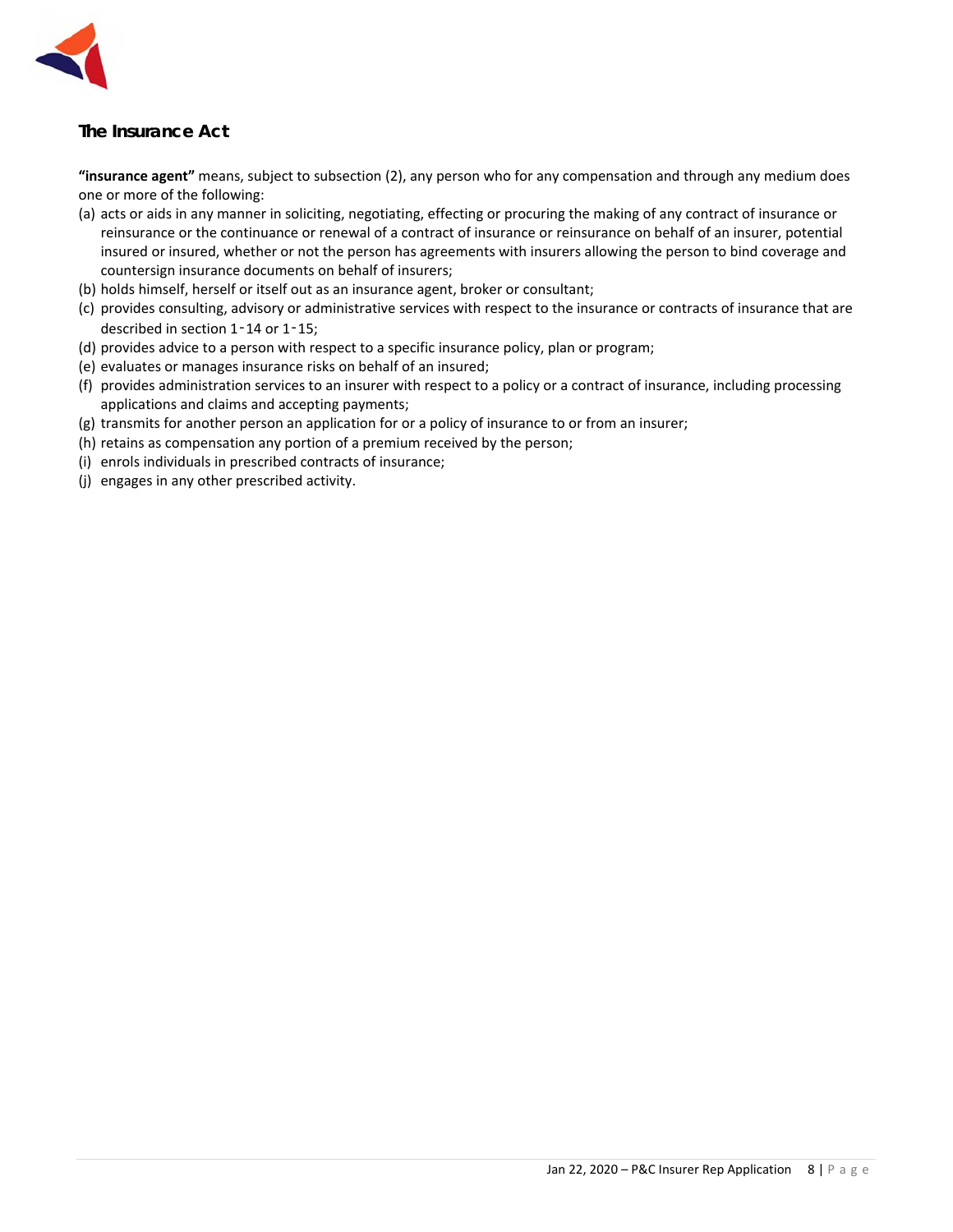## The Insurance Act

**"insurance agent"** means, subject to subsection (2), any person who for any compensation and through any medium does one or more of the following:

(a) acts or aids in any manner in soliciting, negotiating, effecting or procuring the making of any contract of insurance or reinsurance or the continuance or renewal of a contract of insurance or reinsurance on behalf of an insurer, potential insured or insured, whether or not the person has agreements with insurers allowing the person to bind coverage and countersign insurance documents on behalf of insurers;

(b) holds himself, herself or itself out as an insurance agent, broker or consultant;

(c) provides consulting, advisory or administrative services with respect to the insurance or contracts of insurance that are described in section 1‑14 or 1‑15;

(d) provides advice to a person with respect to a specific insurance policy, plan or program;

(e) evaluates or manages insurance risks on behalf of an insured;

(f) provides administration services to an insurer with respect to a policy or a contract of insurance, including processing applications and claims and accepting payments;

(g) transmits for another person an application for or a policy of insurance to or from an insurer;

(h) retains as compensation any portion of a premium received by the person;

(i) enrols individuals in prescribed contracts of insurance;

(j) engages in any other prescribed activity.